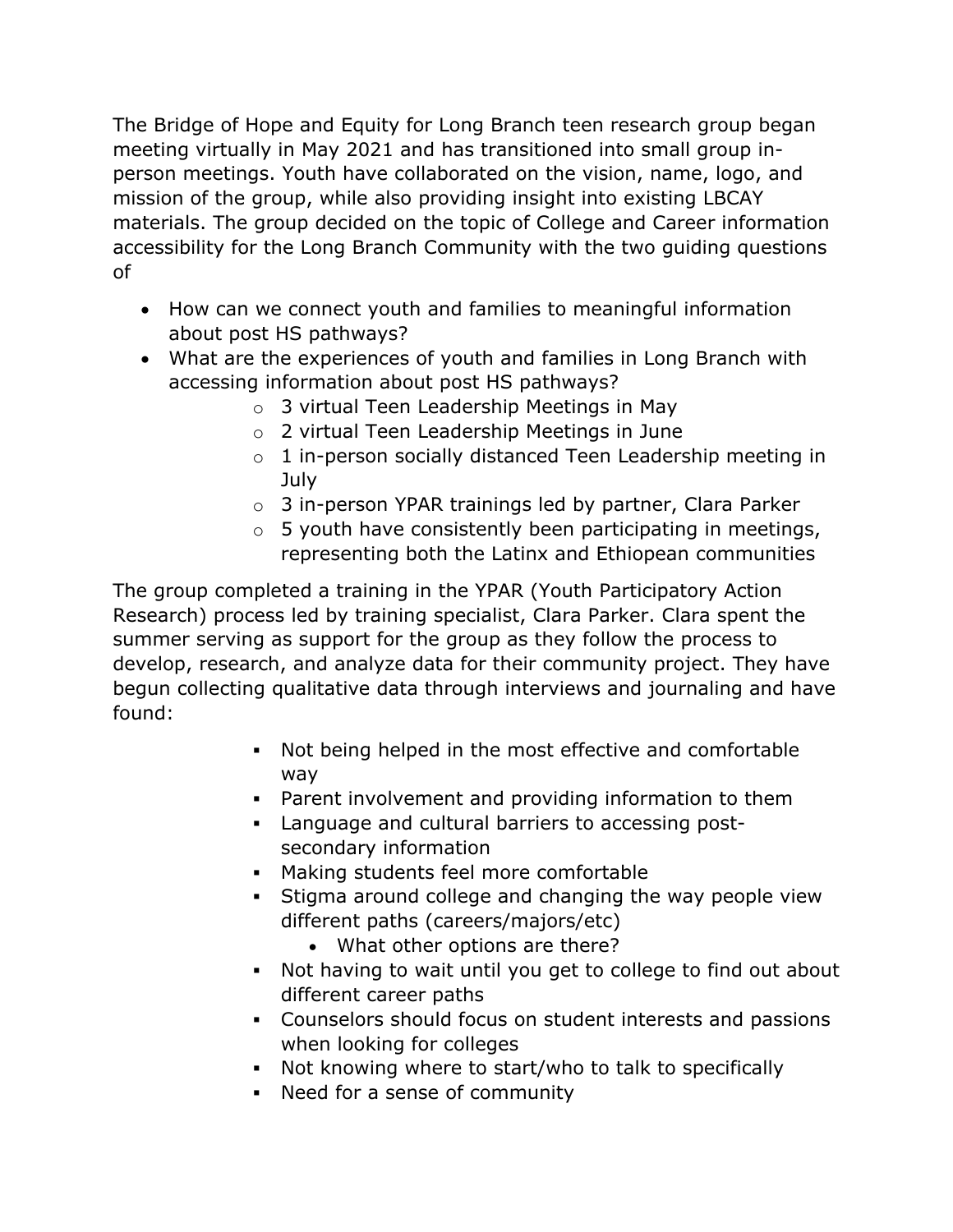The Bridge of Hope and Equity for Long Branch teen research group began meeting virtually in May 2021 and has transitioned into small group in-person meetings. Youth have collaborated on the vision, name, logo, and mission of the group, while also providing insight into existing LBCAY materials. The group decided on the topic of College and Career information accessibility for the Long Branch Community with the two guiding questions of

- How can we connect youth and families to meaningful information about post HS pathways?
- What are the experiences of youth and families in Long Branch with accessing information about post HS pathways?
    - 3 virtual Teen Leadership Meetings in May
    - 2 virtual Teen Leadership Meetings in June
    - 1 in-person socially distanced Teen Leadership meeting in July
    - 3 in-person YPAR trainings led by partner, Clara Parker
    - 5 youth have consistently been participating in meetings, representing both the Latinx and Ethiopean communities

The group completed a training in the YPAR (Youth Participatory Action Research) process led by training specialist, Clara Parker. Clara spent the summer serving as support for the group as they follow the process to develop, research, and analyze data for their community project. They have begun collecting qualitative data through interviews and journaling and have found:

- Not being helped in the most effective and comfortable way
- Parent involvement and providing information to them
- Language and cultural barriers to accessing post-secondary information
- Making students feel more comfortable
- Stigma around college and changing the way people view different paths (careers/majors/etc)
    - What other options are there?
- Not having to wait until you get to college to find out about different career paths
- Counselors should focus on student interests and passions when looking for colleges
- Not knowing where to start/who to talk to specifically
- Need for a sense of community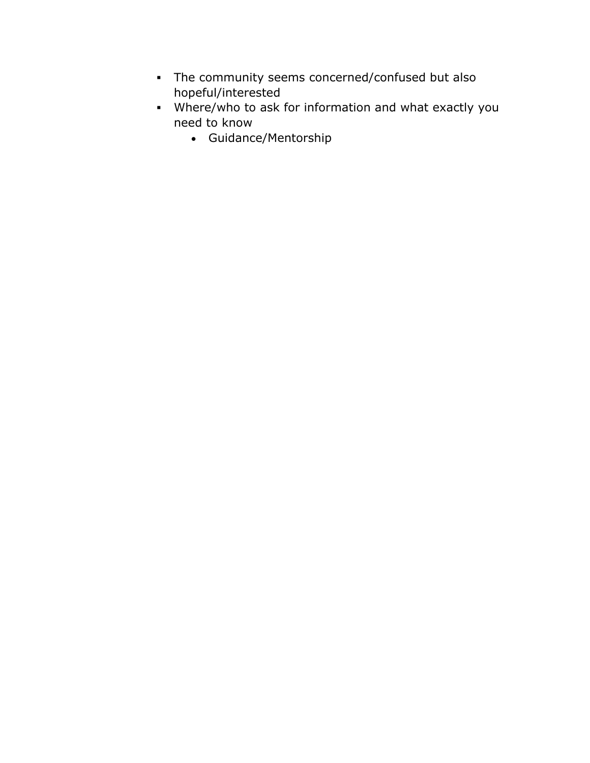- The community seems concerned/confused but also hopeful/interested
- Where/who to ask for information and what exactly you need to know
    - Guidance/Mentorship